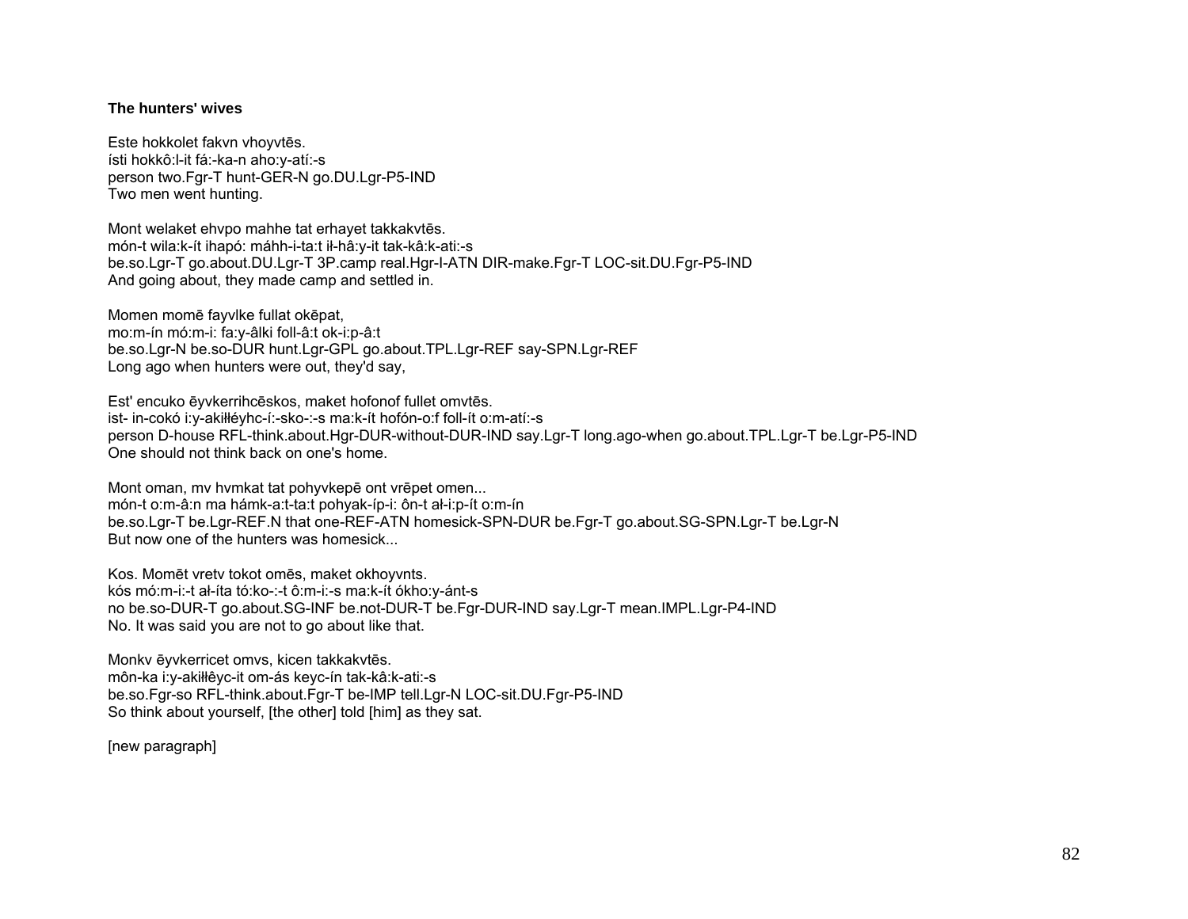**The hunters' wives**

Este hokkolet fakvn vhoyvtēs.
ísti hokkô:l-it fá:-ka-n aho:y-atí:-s
person two.Fgr-T hunt-GER-N go.DU.Lgr-P5-IND
Two men went hunting.

Mont welaket ehvpo mahhe tat erhayet takkakvtēs.
món-t wila:k-ít ihapó: máhh-i-ta:t iɬ-hâ:y-it tak-kâ:k-ati:-s
be.so.Lgr-T go.about.DU.Lgr-T 3P.camp real.Hgr-I-ATN DIR-make.Fgr-T LOC-sit.DU.Fgr-P5-IND
And going about, they made camp and settled in.

Momen momē fayvlke fullat okēpat,
mo:m-ín mó:m-i: fa:y-âlki foll-â:t ok-i:p-â:t
be.so.Lgr-N be.so-DUR hunt.Lgr-GPL go.about.TPL.Lgr-REF say-SPN.Lgr-REF
Long ago when hunters were out, they'd say,

Est' encuko ēyvkerrihcēskos, maket hofonof fullet omvtēs.
ist- in-cokó i:y-akiɬɬéyhc-í:-sko-:-s ma:k-ít hofón-o:f foll-ít o:m-atí:-s
person D-house RFL-think.about.Hgr-DUR-without-DUR-IND say.Lgr-T long.ago-when go.about.TPL.Lgr-T be.Lgr-P5-IND
One should not think back on one's home.

Mont oman, mv hvmkat tat pohyvkepē ont vrēpet omen...
món-t o:m-â:n ma hámk-a:t-ta:t pohyak-íp-i: ôn-t aɬ-i:p-ít o:m-ín
be.so.Lgr-T be.Lgr-REF.N that one-REF-ATN homesick-SPN-DUR be.Fgr-T go.about.SG-SPN.Lgr-T be.Lgr-N
But now one of the hunters was homesick...

Kos. Momēt vretv tokot omēs, maket okhoyvnts.
kós mó:m-i:-t aɬ-íta tó:ko-:-t ô:m-i:-s ma:k-ít ókho:y-ánt-s
no be.so-DUR-T go.about.SG-INF be.not-DUR-T be.Fgr-DUR-IND say.Lgr-T mean.IMPL.Lgr-P4-IND
No. It was said you are not to go about like that.

Monkv ēyvkerricet omvs, kicen takkakvtēs.
môn-ka i:y-akiɬɬêyc-it om-ás keyc-ín tak-kâ:k-ati:-s
be.so.Fgr-so RFL-think.about.Fgr-T be-IMP tell.Lgr-N LOC-sit.DU.Fgr-P5-IND
So think about yourself, [the other] told [him] as they sat.

[new paragraph]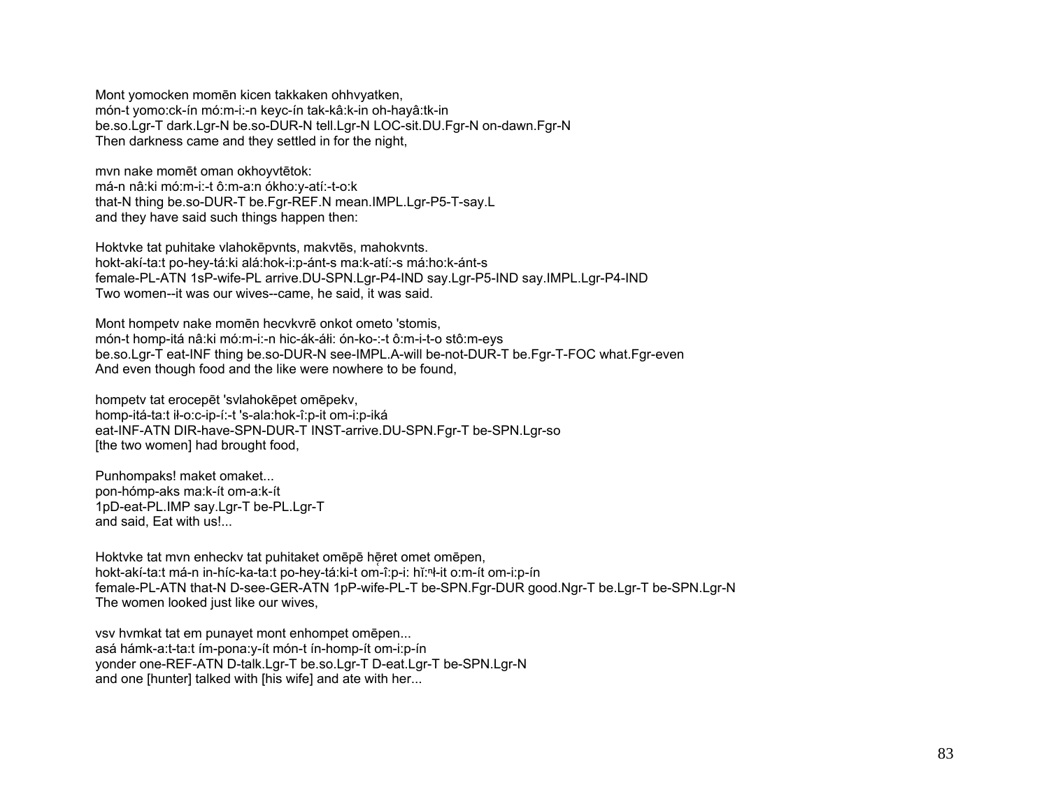Mont yomocken momēn kicen takkaken ohhvyatken,
món-t yomo:ck-ín mó:m-i:-n keyc-ín tak-kâ:k-in oh-hayâ:tk-in
be.so.Lgr-T dark.Lgr-N be.so-DUR-N tell.Lgr-N LOC-sit.DU.Fgr-N on-dawn.Fgr-N
Then darkness came and they settled in for the night,

mvn nake momēt oman okhoyvtētok:
má-n nâ:ki mó:m-i:-t ô:m-a:n ókho:y-atí:-t-o:k
that-N thing be.so-DUR-T be.Fgr-REF.N mean.IMPL.Lgr-P5-T-say.L
and they have said such things happen then:

Hoktvke tat puhitake vlahokēpvnts, makvtēs, mahokvnts.
hokt-akí-ta:t po-hey-tá:ki alá:hok-i:p-ánt-s ma:k-atí:-s má:ho:k-ánt-s
female-PL-ATN 1sP-wife-PL arrive.DU-SPN.Lgr-P4-IND say.Lgr-P5-IND say.IMPL.Lgr-P4-IND
Two women--it was our wives--came, he said, it was said.

Mont hompetv nake momēn hecvkvrē onkot ometo 'stomis,
món-t homp-itá nâ:ki mó:m-i:-n hic-ák-áłi: ón-ko-:-t ô:m-i-t-o stô:m-eys
be.so.Lgr-T eat-INF thing be.so-DUR-N see-IMPL.A-will be-not-DUR-T be.Fgr-T-FOC what.Fgr-even
And even though food and the like were nowhere to be found,

hompetv tat erocepēt 'svlahokēpet omēpekv,
homp-itá-ta:t ił-o:c-ip-í:-t 's-ala:hok-î:p-it om-i:p-iká
eat-INF-ATN DIR-have-SPN-DUR-T INST-arrive.DU-SPN.Fgr-T be-SPN.Lgr-so
[the two women] had brought food,

Punhompaks! maket omaket...
pon-hómp-aks ma:k-ít om-a:k-ít
1pD-eat-PL.IMP say.Lgr-T be-PL.Lgr-T
and said, Eat with us!...

Hoktvke tat mvn enheckv tat puhitaket omēpē hḛret omet omēpen,
hokt-akí-ta:t má-n in-híc-ka-ta:t po-hey-tá:ki-t om-î:p-i: hĭ:ⁿł-it o:m-ít om-i:p-ín
female-PL-ATN that-N D-see-GER-ATN 1pP-wife-PL-T be-SPN.Fgr-DUR good.Ngr-T be.Lgr-T be-SPN.Lgr-N
The women looked just like our wives,

vsv hvmkat tat em punayet mont enhompet omēpen...
asá hámk-a:t-ta:t ím-pona:y-ít món-t ín-homp-ít om-i:p-ín
yonder one-REF-ATN D-talk.Lgr-T be.so.Lgr-T D-eat.Lgr-T be-SPN.Lgr-N
and one [hunter] talked with [his wife] and ate with her...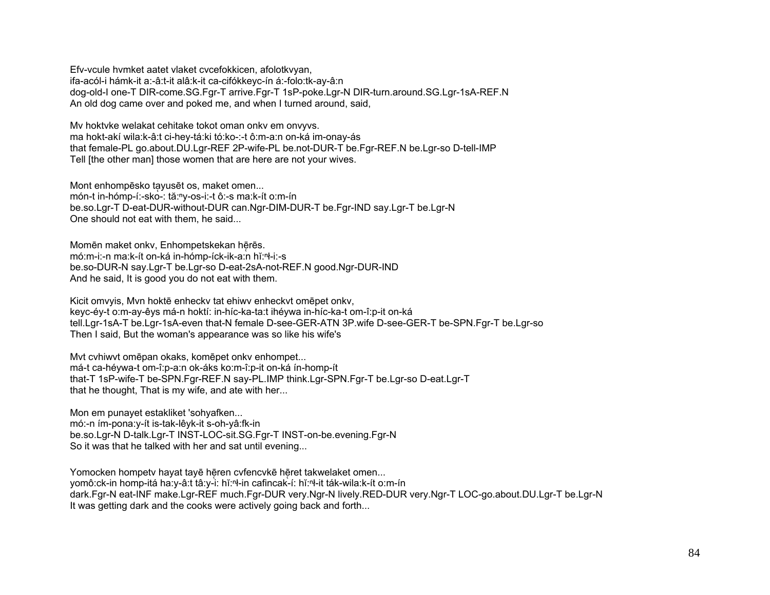Efv-vcule hvmket aatet vlaket cvcefokkicen, afolotkvyan,
ifa-acól-i hámk-it a:-â:t-it alâ:k-it ca-cifókkeyc-ín á:-folo:tk-ay-â:n
dog-old-I one-T DIR-come.SG.Fgr-T arrive.Fgr-T 1sP-poke.Lgr-N DIR-turn.around.SG.Lgr-1sA-REF.N
An old dog came over and poked me, and when I turned around, said,

Mv hoktvke welakat cehitake tokot oman onkv em onvyvs.
ma hokt-akí wila:k-â:t ci-hey-tá:ki tó:ko-:-t ô:m-a:n on-ká im-onay-ás
that female-PL go.about.DU.Lgr-REF 2P-wife-PL be.not-DUR-T be.Fgr-REF.N be.Lgr-so D-tell-IMP
Tell [the other man] those women that are here are not your wives.

Mont enhompēsko ṭayusēt os, maket omen...
món-t in-hómp-í:-sko-: tă:ⁿy-os-i:-t ô:-s ma:k-ít o:m-ín
be.so.Lgr-T D-eat-DUR-without-DUR can.Ngr-DIM-DUR-T be.Fgr-IND say.Lgr-T be.Lgr-N
One should not eat with them, he said...

Momēn maket onkv, Enhompetskekan hẹ̄rēs.
mó:m-i:-n ma:k-ít on-ká in-hómp-íck-ik-a:n hĭ:ⁿɬ-i:-s
be.so-DUR-N say.Lgr-T be.Lgr-so D-eat-2sA-not-REF.N good.Ngr-DUR-IND
And he said, It is good you do not eat with them.

Kicit omvyis, Mvn hoktē enheckv tat ehiwv enheckvt omēpet onkv,
keyc-éy-t o:m-ay-êys má-n hoktí: in-híc-ka-ta:t ihéywa in-híc-ka-t om-î:p-it on-ká
tell.Lgr-1sA-T be.Lgr-1sA-even that-N female D-see-GER-ATN 3P.wife D-see-GER-T be-SPN.Fgr-T be.Lgr-so
Then I said, But the woman's appearance was so like his wife's

Mvt cvhiwvt omēpan okaks, komēpet onkv enhompet...
má-t ca-héywa-t om-î:p-a:n ok-áks ko:m-î:p-it on-ká ín-homp-ít
that-T 1sP-wife-T be-SPN.Fgr-REF.N say-PL.IMP think.Lgr-SPN.Fgr-T be.Lgr-so D-eat.Lgr-T
that he thought, That is my wife, and ate with her...

Mon em punayet estakliket 'sohyafken...
mó:-n ím-pona:y-ít is-tak-lêyk-it s-oh-yâ:fk-in
be.so.Lgr-N D-talk.Lgr-T INST-LOC-sit.SG.Fgr-T INST-on-be.evening.Fgr-N
So it was that he talked with her and sat until evening...

Yomocken hompetv hayat tayē hẹ̄ren cvfencvkē hẹ̄ret takwelaket omen...
yomô:ck-in homp-itá ha:y-â:t tâ:y-i̯: hĭ:ⁿɬ-in cafincak-í: hĭ:ⁿɬ-it ták-wila:k-ít o:m-ín
dark.Fgr-N eat-INF make.Lgr-REF much.Fgr-DUR very.Ngr-N lively.RED-DUR very.Ngr-T LOC-go.about.DU.Lgr-T be.Lgr-N
It was getting dark and the cooks were actively going back and forth...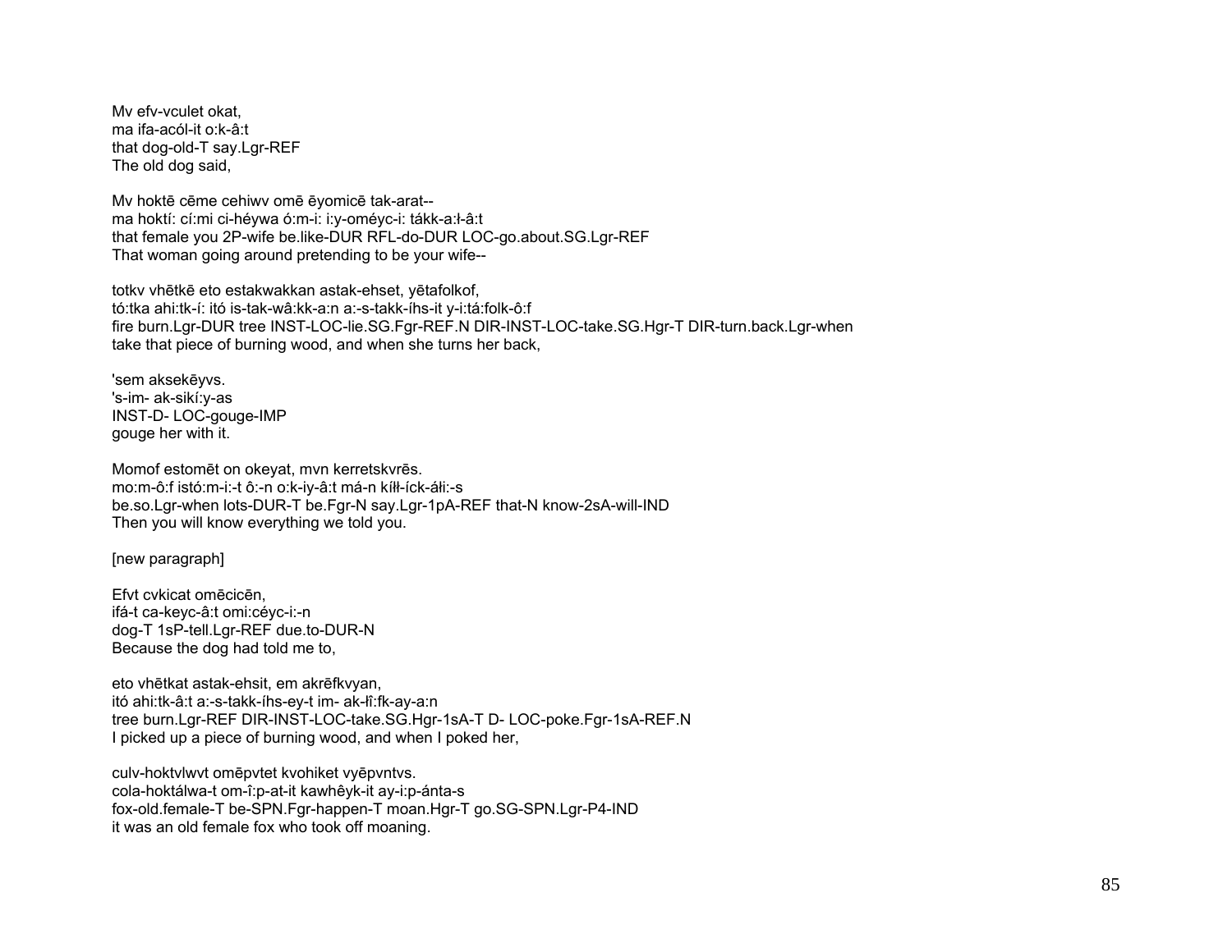Mv efv-vculet okat,
ma ifa-acól-it o:k-â:t
that dog-old-T say.Lgr-REF
The old dog said,

Mv hoktē cēme cehiwv omē ēyomicē tak-arat--
ma hoktí: cí:mi ci-héywa ó:m-i: i:y-oméyc-i: tákk-a:ɬ-â:t
that female you 2P-wife be.like-DUR RFL-do-DUR LOC-go.about.SG.Lgr-REF
That woman going around pretending to be your wife--

totkv vhētkē eto estakwakkan astak-ehset, yētafolkof,
tó:tka ahi:tk-í: itó is-tak-wâ:kk-a:n a:-s-takk-íhs-it y-i:tá:folk-ô:f
fire burn.Lgr-DUR tree INST-LOC-lie.SG.Fgr-REF.N DIR-INST-LOC-take.SG.Hgr-T DIR-turn.back.Lgr-when
take that piece of burning wood, and when she turns her back,

'sem aksekēyvs.
's-im- ak-sikí:y-as
INST-D- LOC-gouge-IMP
gouge her with it.

Momof estomēt on okeyat, mvn kerretskvrēs.
mo:m-ô:f istó:m-i:-t ô:-n o:k-iy-â:t má-n kíɬɬ-íck-áɬi:-s
be.so.Lgr-when lots-DUR-T be.Fgr-N say.Lgr-1pA-REF that-N know-2sA-will-IND
Then you will know everything we told you.

[new paragraph]

Efvt cvkicat omēcicēn,
ifá-t ca-keyc-â:t omi:céyc-i:-n
dog-T 1sP-tell.Lgr-REF due.to-DUR-N
Because the dog had told me to,

eto vhētkat astak-ehsit, em akrēfkvyan,
itó ahi:tk-â:t a:-s-takk-íhs-ey-t im- ak-ɬî:fk-ay-a:n
tree burn.Lgr-REF DIR-INST-LOC-take.SG.Hgr-1sA-T D- LOC-poke.Fgr-1sA-REF.N
I picked up a piece of burning wood, and when I poked her,

culv-hoktvlwvt omēpvtet kvohiket vyēpvntvs.
cola-hoktálwa-t om-î:p-at-it kawhêyk-it ay-i:p-ánta-s
fox-old.female-T be-SPN.Fgr-happen-T moan.Hgr-T go.SG-SPN.Lgr-P4-IND
it was an old female fox who took off moaning.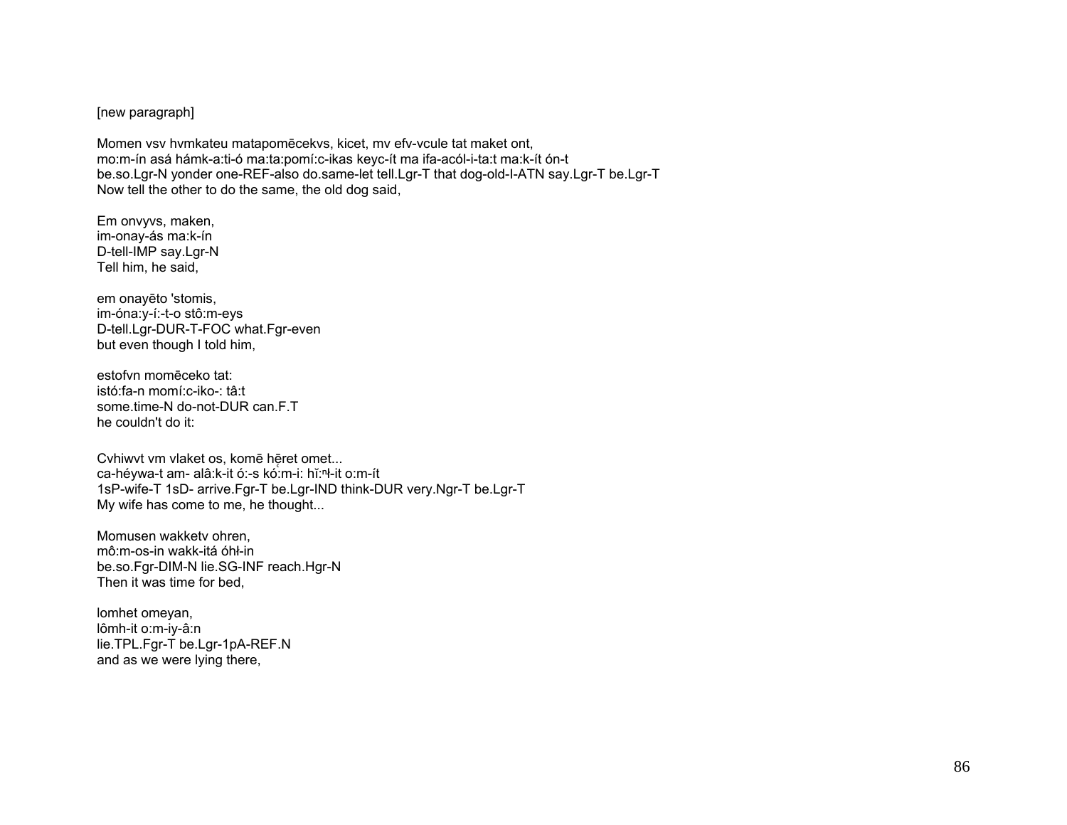[new paragraph]

Momen vsv hvmkateu matapomēcekvs, kicet, mv efv-vcule tat maket ont,
mo:m-ín asá hámk-a:ti-ó ma:ta:pomí:c-ikas keyc-ít ma ifa-acól-i-ta:t ma:k-ít ón-t
be.so.Lgr-N yonder one-REF-also do.same-let tell.Lgr-T that dog-old-I-ATN say.Lgr-T be.Lgr-T
Now tell the other to do the same, the old dog said,

Em onvyvs, maken,
im-onay-ás ma:k-ín
D-tell-IMP say.Lgr-N
Tell him, he said,

em onayēto 'stomis,
im-óna:y-í:-t-o stô:m-eys
D-tell.Lgr-DUR-T-FOC what.Fgr-even
but even though I told him,

estofvn momēceko tat:
istó:fa-n momí:c-iko-: tâ:t
some.time-N do-not-DUR can.F.T
he couldn't do it:

Cvhiwvt vm vlaket os, komē hēret omet...
ca-héywa-t am- alâ:k-it ó:-s kó̜:m-i: hĭ:ⁿɬ-it o:m-ít
1sP-wife-T 1sD- arrive.Fgr-T be.Lgr-IND think-DUR very.Ngr-T be.Lgr-T
My wife has come to me, he thought...

Momusen wakketv ohren,
mô:m-os-in wakk-itá óhɬ-in
be.so.Fgr-DIM-N lie.SG-INF reach.Hgr-N
Then it was time for bed,

lomhet omeyan,
lômh-it o:m-iy-â:n
lie.TPL.Fgr-T be.Lgr-1pA-REF.N
and as we were lying there,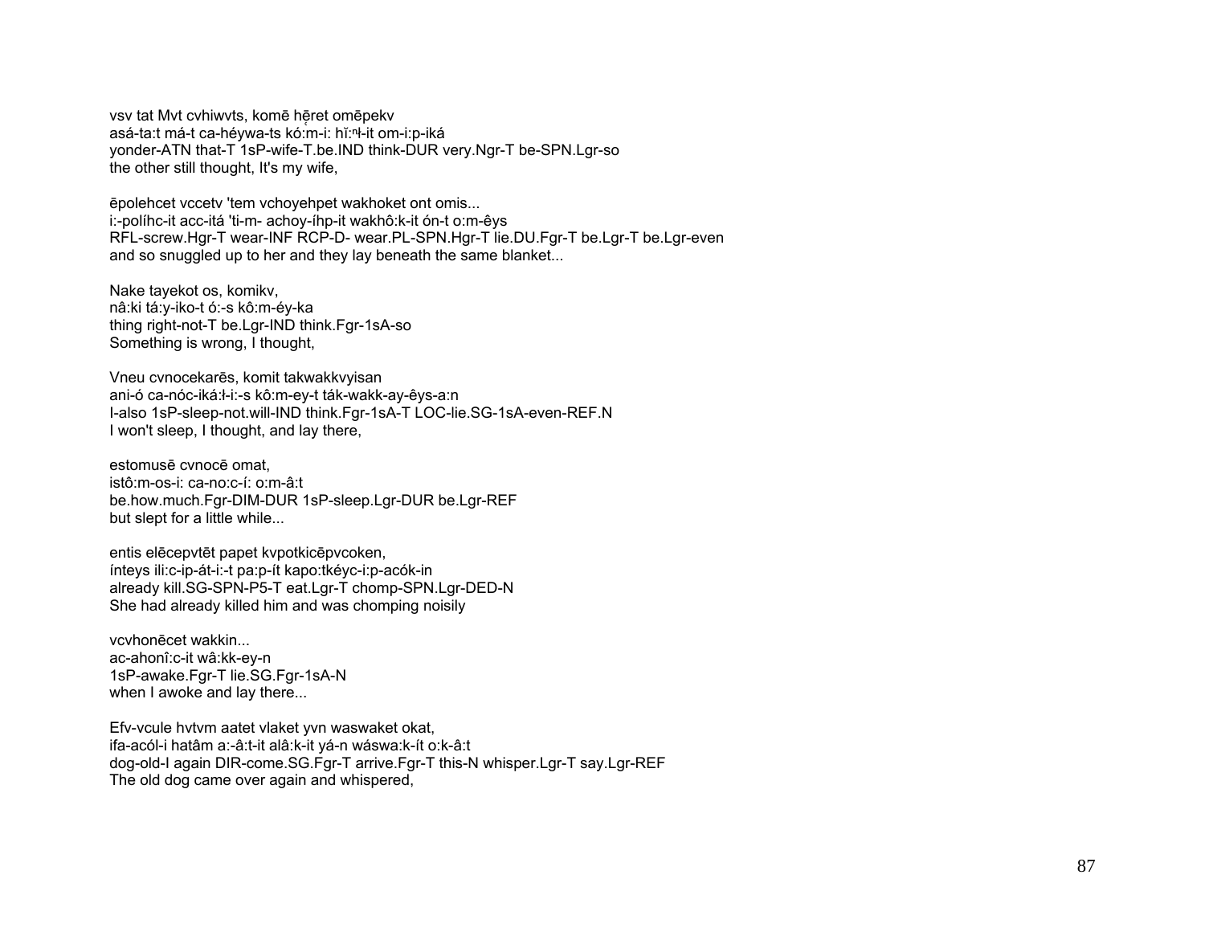vsv tat Mvt cvhiwvts, komē hẹ̄ret omēpekv
asá-ta:t má-t ca-héywa-ts kó:m-i: hĩ:ⁿł-it om-i:p-iká
yonder-ATN that-T 1sP-wife-T.be.IND think-DUR very.Ngr-T be-SPN.Lgr-so
the other still thought, It's my wife,

ēpolehcet vccetv 'tem vchoyehpet wakhoket ont omis...
i:-políhc-it acc-itá 'ti-m- achoy-íhp-it wakhô:k-it ón-t o:m-êys
RFL-screw.Hgr-T wear-INF RCP-D- wear.PL-SPN.Hgr-T lie.DU.Fgr-T be.Lgr-T be.Lgr-even
and so snuggled up to her and they lay beneath the same blanket...

Nake tayekot os, komikv,
nâ:ki tá:y-iko-t ó:-s kô:m-éy-ka
thing right-not-T be.Lgr-IND think.Fgr-1sA-so
Something is wrong, I thought,

Vneu cvnocekarēs, komit takwakkvyisan
ani-ó ca-nóc-iká:ł-i:-s kô:m-ey-t ták-wakk-ay-êys-a:n
I-also 1sP-sleep-not.will-IND think.Fgr-1sA-T LOC-lie.SG-1sA-even-REF.N
I won't sleep, I thought, and lay there,

estomusē cvnocē omat,
istô:m-os-i: ca-no:c-í: o:m-â:t
be.how.much.Fgr-DIM-DUR 1sP-sleep.Lgr-DUR be.Lgr-REF
but slept for a little while...

entis elēcepvtēt papet kvpotkicēpvcoken,
ínteys ili:c-ip-át-i:-t pa:p-ít kapo:tkéyc-i:p-acók-in
already kill.SG-SPN-P5-T eat.Lgr-T chomp-SPN.Lgr-DED-N
She had already killed him and was chomping noisily

vcvhonēcet wakkin...
ac-ahonî:c-it wâ:kk-ey-n
1sP-awake.Fgr-T lie.SG.Fgr-1sA-N
when I awoke and lay there...

Efv-vcule hvtvm aatet vlaket yvn waswaket okat,
ifa-acól-i hatâm a:-â:t-it alâ:k-it yá-n wáswa:k-ít o:k-â:t
dog-old-I again DIR-come.SG.Fgr-T arrive.Fgr-T this-N whisper.Lgr-T say.Lgr-REF
The old dog came over again and whispered,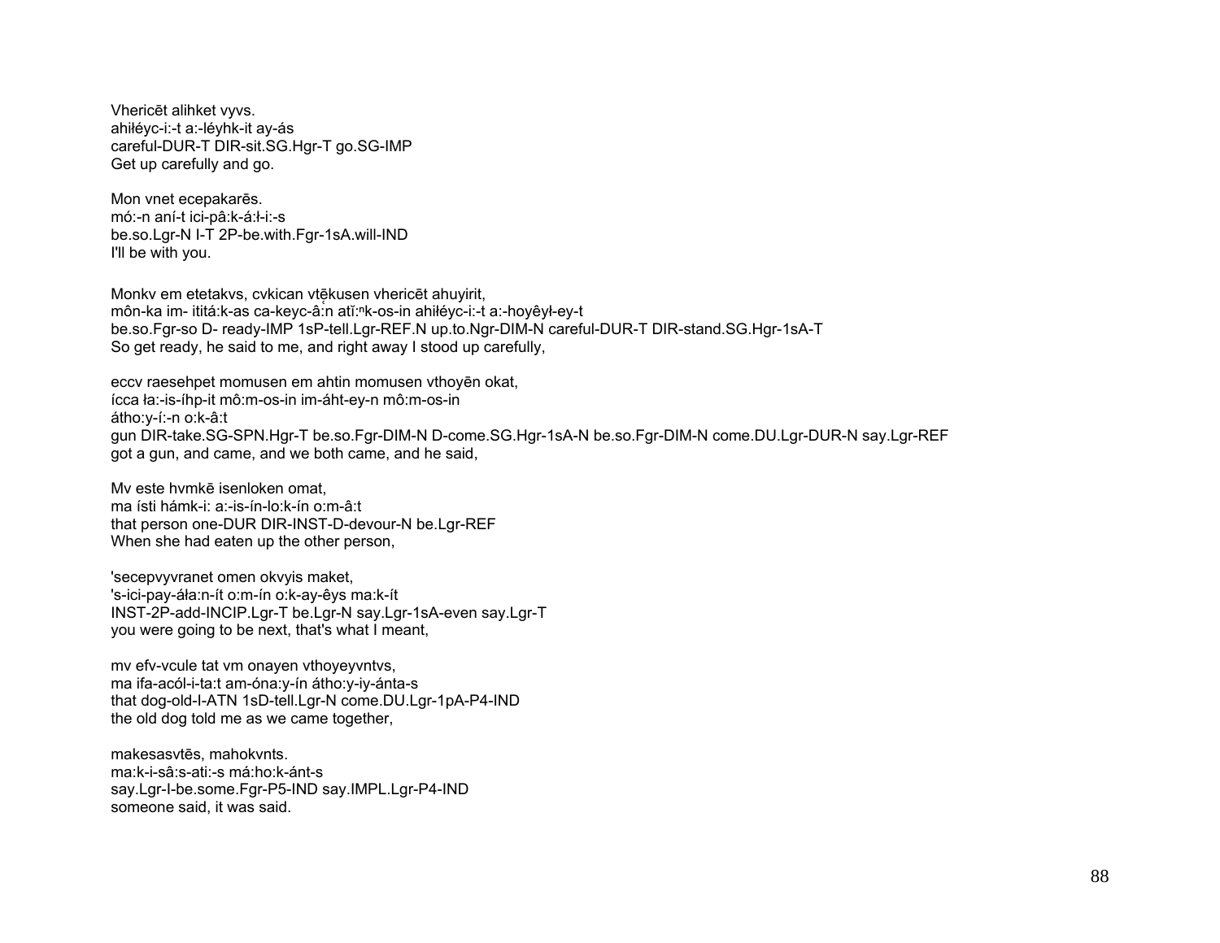Vhericēt alihket vyvs.
ahiłéyc-i:-t a:-léyhk-it ay-ás
careful-DUR-T DIR-sit.SG.Hgr-T go.SG-IMP
Get up carefully and go.

Mon vnet ecepakarēs.
mó:-n aní-t ici-pâ:k-á:ł-i:-s
be.so.Lgr-N I-T 2P-be.with.Fgr-1sA.will-IND
I'll be with you.

Monkv em etetakvs, cvkican vtḗkusen vhericēt ahuyirit,
môn-ka im- ititá:k-as ca-keyc-â̯:n atĭ:ⁿk-os-in ahiłéyc-i:-t a:-hoyêył-ey-t
be.so.Fgr-so D- ready-IMP 1sP-tell.Lgr-REF.N up.to.Ngr-DIM-N careful-DUR-T DIR-stand.SG.Hgr-1sA-T
So get ready, he said to me, and right away I stood up carefully,

eccv raesehpet momusen em ahtin momusen vthoyēn okat,
ícca ła:-is-íhp-it mô:m-os-in im-áht-ey-n mô:m-os-in
átho:y-í:-n o:k-â:t
gun DIR-take.SG-SPN.Hgr-T be.so.Fgr-DIM-N D-come.SG.Hgr-1sA-N be.so.Fgr-DIM-N come.DU.Lgr-DUR-N say.Lgr-REF
got a gun, and came, and we both came, and he said,

Mv este hvmkē isenloken omat,
ma ísti hámk-i: a:-is-ín-lo:k-ín o:m-â:t
that person one-DUR DIR-INST-D-devour-N be.Lgr-REF
When she had eaten up the other person,

'secepvyvranet omen okvyis maket,
's-ici-pay-áła:n-ít o:m-ín o:k-ay-êys ma:k-ít
INST-2P-add-INCIP.Lgr-T be.Lgr-N say.Lgr-1sA-even say.Lgr-T
you were going to be next, that's what I meant,

mv efv-vcule tat vm onayen vthoyeyvntvs,
ma ifa-acól-i-ta:t am-óna:y-ín átho:y-iy-ánta-s
that dog-old-I-ATN 1sD-tell.Lgr-N come.DU.Lgr-1pA-P4-IND
the old dog told me as we came together,

makesasvtēs, mahokvnts.
ma:k-i-sâ:s-ati:-s má:ho:k-ánt-s
say.Lgr-I-be.some.Fgr-P5-IND say.IMPL.Lgr-P4-IND
someone said, it was said.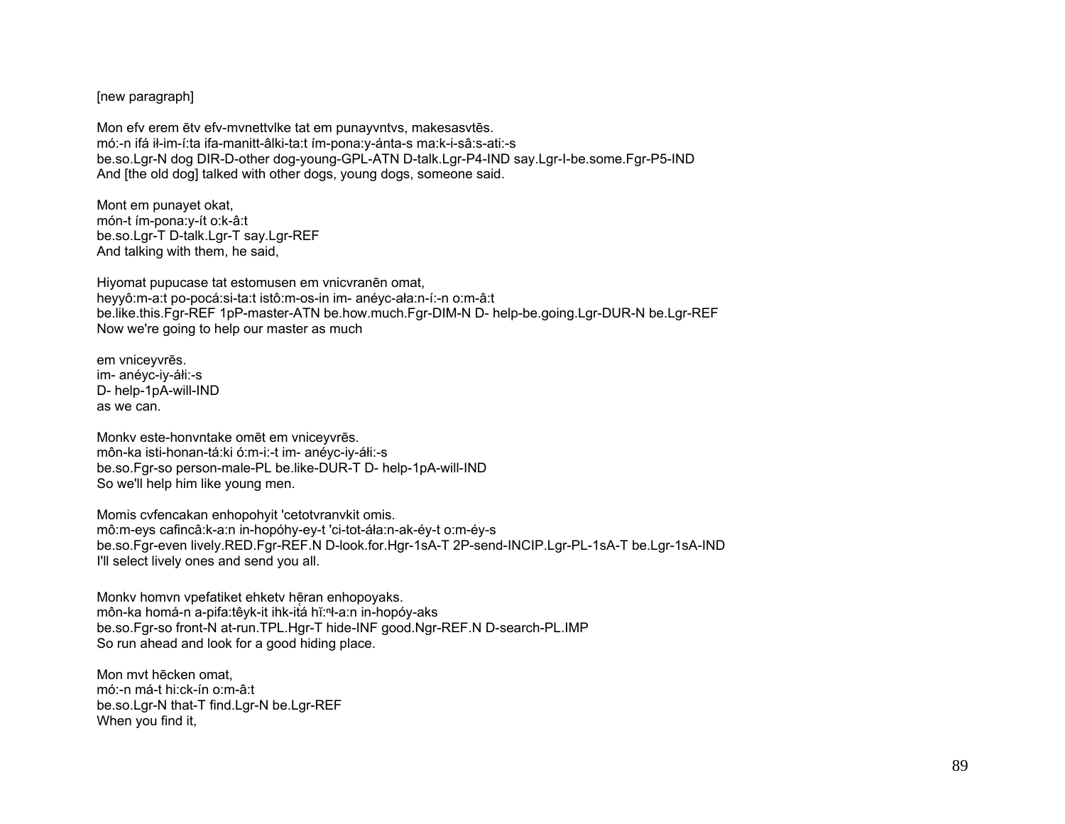[new paragraph]

Mon efv erem ētv efv-mvnettvlke tat em punayvntvs, makesasvtēs.
mó:-n ifá ił-im-í:ta ifa-manitt-âlki-ta:t ím-pona:y-ánta-s ma:k-i-sâ:s-ati:-s
be.so.Lgr-N dog DIR-D-other dog-young-GPL-ATN D-talk.Lgr-P4-IND say.Lgr-I-be.some.Fgr-P5-IND
And [the old dog] talked with other dogs, young dogs, someone said.

Mont em punayet okat,
món-t ím-pona:y-ít o:k-â:t
be.so.Lgr-T D-talk.Lgr-T say.Lgr-REF
And talking with them, he said,

Hiyomat pupucase tat estomusen em vnicvranēn omat,
heyyô:m-a:t po-pocá:si-ta:t istô:m-os-in im- anéyc-ała:n-í:-n o:m-â:t
be.like.this.Fgr-REF 1pP-master-ATN be.how.much.Fgr-DIM-N D- help-be.going.Lgr-DUR-N be.Lgr-REF
Now we're going to help our master as much

em vniceyvrēs.
im- anéyc-iy-áłi:-s
D- help-1pA-will-IND
as we can.

Monkv este-honvntake omēt em vniceyvrēs.
môn-ka isti-honan-tá:ki ó:m-i:-t im- anéyc-iy-áłi:-s
be.so.Fgr-so person-male-PL be.like-DUR-T D- help-1pA-will-IND
So we'll help him like young men.

Momis cvfencakan enhopohyit 'cetotvranvkit omis.
mô:m-eys cafincâ:k-a:n in-hopóhy-ey-t 'ci-tot-áła:n-ak-éy-t o:m-éy-s
be.so.Fgr-even lively.RED.Fgr-REF.N D-look.for.Hgr-1sA-T 2P-send-INCIP.Lgr-PL-1sA-T be.Lgr-1sA-IND
I'll select lively ones and send you all.

Monkv homvn vpefatiket ehketv hēran enhopoyaks.
môn-ka homá-n a-pifa:têyk-it ihk-itá hĭ:ⁿł-a:n in-hopóy-aks
be.so.Fgr-so front-N at-run.TPL.Hgr-T hide-INF good.Ngr-REF.N D-search-PL.IMP
So run ahead and look for a good hiding place.

Mon mvt hēcken omat,
mó:-n má-t hi:ck-ín o:m-â:t
be.so.Lgr-N that-T find.Lgr-N be.Lgr-REF
When you find it,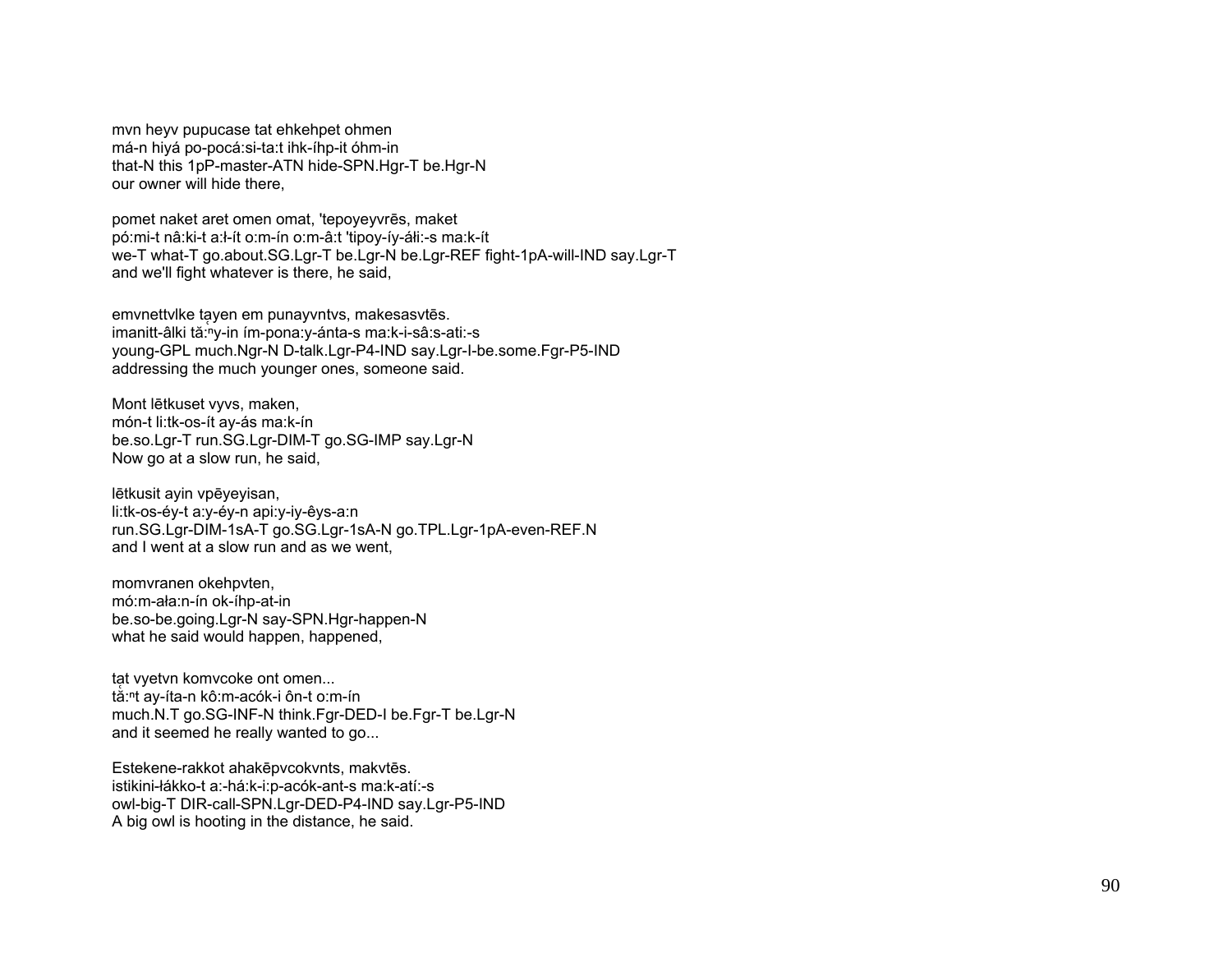mvn heyv pupucase tat ehkehpet ohmen
má-n hiyá po-pocá:si-ta:t ihk-íhp-it óhm-in
that-N this 1pP-master-ATN hide-SPN.Hgr-T be.Hgr-N
our owner will hide there,

pomet naket aret omen omat, 'tepoyeyvrēs, maket
pó:mi-t nâ:ki-t a:ł-ít o:m-ín o:m-â:t 'tipoy-íy-áłi:-s ma:k-ít
we-T what-T go.about.SG.Lgr-T be.Lgr-N be.Lgr-REF fight-1pA-will-IND say.Lgr-T
and we'll fight whatever is there, he said,

emvnettvlke tayen em punayvntvs, makesasvtēs.
imanitt-âlki tă:ⁿy-in ím-pona:y-ánta-s ma:k-i-sâ:s-ati:-s
young-GPL much.Ngr-N D-talk.Lgr-P4-IND say.Lgr-I-be.some.Fgr-P5-IND
addressing the much younger ones, someone said.

Mont lētkuset vyvs, maken,
món-t li:tk-os-ít ay-ás ma:k-ín
be.so.Lgr-T run.SG.Lgr-DIM-T go.SG-IMP say.Lgr-N
Now go at a slow run, he said,

lētkusit ayin vpēyeyisan,
li:tk-os-éy-t a:y-éy-n api:y-iy-êys-a:n
run.SG.Lgr-DIM-1sA-T go.SG.Lgr-1sA-N go.TPL.Lgr-1pA-even-REF.N
and I went at a slow run and as we went,

momvranen okehpvten,
mó:m-ała:n-ín ok-íhp-at-in
be.so-be.going.Lgr-N say-SPN.Hgr-happen-N
what he said would happen, happened,

tat vyetvn komvcoke ont omen...
tă:ⁿt ay-íta-n kô:m-acók-i ôn-t o:m-ín
much.N.T go.SG-INF-N think.Fgr-DED-I be.Fgr-T be.Lgr-N
and it seemed he really wanted to go...

Estekene-rakkot ahakēpvcokvnts, makvtēs.
istikini-łákko-t a:-há:k-i:p-acók-ant-s ma:k-atí:-s
owl-big-T DIR-call-SPN.Lgr-DED-P4-IND say.Lgr-P5-IND
A big owl is hooting in the distance, he said.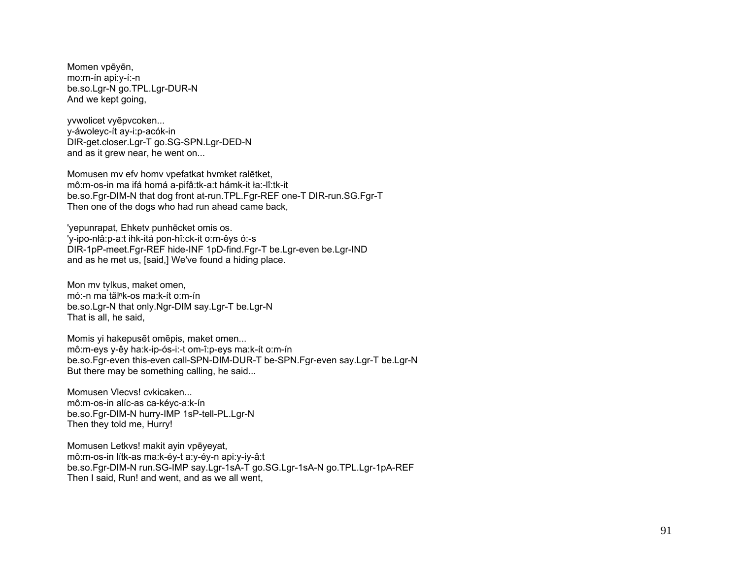Momen vpēyēn,
mo:m-ín api:y-í:-n
be.so.Lgr-N go.TPL.Lgr-DUR-N
And we kept going,

yvwolicet vyēpvcoken...
y-áwoleyc-ít ay-i:p-acók-in
DIR-get.closer.Lgr-T go.SG-SPN.Lgr-DED-N
and as it grew near, he went on...

Momusen mv efv homv vpefatkat hvmket ralētket,
mô:m-os-in ma ifá homá a-pifâ:tk-a:t hámk-it ła:-lî:tk-it
be.so.Fgr-DIM-N that dog front at-run.TPL.Fgr-REF one-T DIR-run.SG.Fgr-T
Then one of the dogs who had run ahead came back,

'yepunrapat, Ehketv punhēcket omis os.
'y-ipo-nłâ:p-a:t ihk-itá pon-hî:ck-it o:m-êys ó:-s
DIR-1pP-meet.Fgr-REF hide-INF 1pD-find.Fgr-T be.Lgr-even be.Lgr-IND
and as he met us, [said,] We've found a hiding place.

Mon mv tv̜lkus, maket omen,
mó:-n ma tă̜lⁿk-os ma:k-ít o:m-ín
be.so.Lgr-N that only.Ngr-DIM say.Lgr-T be.Lgr-N
That is all, he said,

Momis yi hakepusēt omēpis, maket omen...
mô:m-eys y-êy ha:k-ip-ós-i:-t om-î:p-eys ma:k-ít o:m-ín
be.so.Fgr-even this-even call-SPN-DIM-DUR-T be-SPN.Fgr-even say.Lgr-T be.Lgr-N
But there may be something calling, he said...

Momusen Vlecvs! cvkicaken...
mô:m-os-in alíc-as ca-kéyc-a:k-ín
be.so.Fgr-DIM-N hurry-IMP 1sP-tell-PL.Lgr-N
Then they told me, Hurry!

Momusen Letkvs! makit ayin vpēyeyat,
mô:m-os-in lítk-as ma:k-éy-t a:y-éy-n api:y-iy-â:t
be.so.Fgr-DIM-N run.SG-IMP say.Lgr-1sA-T go.SG.Lgr-1sA-N go.TPL.Lgr-1pA-REF
Then I said, Run! and went, and as we all went,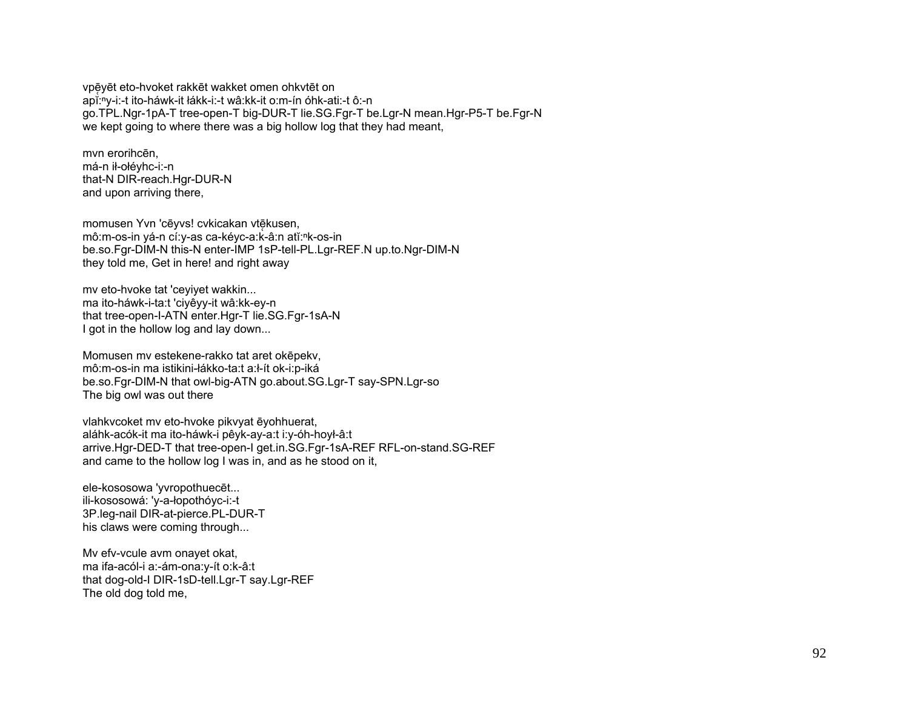vpēyēt eto-hvoket rakkēt wakket omen ohkvtēt on
apǐ:$^n$y-i:-t ito-háwk-it łákk-i:-t wâ:kk-it o:m-ín óhk-ati:-t ô:-n
go.TPL.Ngr-1pA-T tree-open-T big-DUR-T lie.SG.Fgr-T be.Lgr-N mean.Hgr-P5-T be.Fgr-N
we kept going to where there was a big hollow log that they had meant,

mvn erorihcēn,
má-n ił-ołéyhc-i:-n
that-N DIR-reach.Hgr-DUR-N
and upon arriving there,

momusen Yvn 'cēyvs! cvkicakan vtēkusen,
mô:m-os-in yá-n cí:y-as ca-kéyc-a:k-â:n atǐ:$^n$k-os-in
be.so.Fgr-DIM-N this-N enter-IMP 1sP-tell-PL.Lgr-REF.N up.to.Ngr-DIM-N
they told me, Get in here! and right away

mv eto-hvoke tat 'ceyiyet wakkin...
ma ito-háwk-i-ta:t 'ciyêyy-it wâ:kk-ey-n
that tree-open-I-ATN enter.Hgr-T lie.SG.Fgr-1sA-N
I got in the hollow log and lay down...

Momusen mv estekene-rakko tat aret okēpekv,
mô:m-os-in ma istikini-łákko-ta:t a:ł-ít ok-i:p-iká
be.so.Fgr-DIM-N that owl-big-ATN go.about.SG.Lgr-T say-SPN.Lgr-so
The big owl was out there

vlahkvcoket mv eto-hvoke pikvyat ēyohhuerat,
aláhk-acók-it ma ito-háwk-i pêyk-ay-a:t i:y-óh-hoył-â:t
arrive.Hgr-DED-T that tree-open-I get.in.SG.Fgr-1sA-REF RFL-on-stand.SG-REF
and came to the hollow log I was in, and as he stood on it,

ele-kososowa 'yvropothuecēt...
ili-kososowá: 'y-a-łopothóyc-i:-t
3P.leg-nail DIR-at-pierce.PL-DUR-T
his claws were coming through...

Mv efv-vcule avm onayet okat,
ma ifa-acól-i a:-ám-ona:y-ít o:k-â:t
that dog-old-I DIR-1sD-tell.Lgr-T say.Lgr-REF
The old dog told me,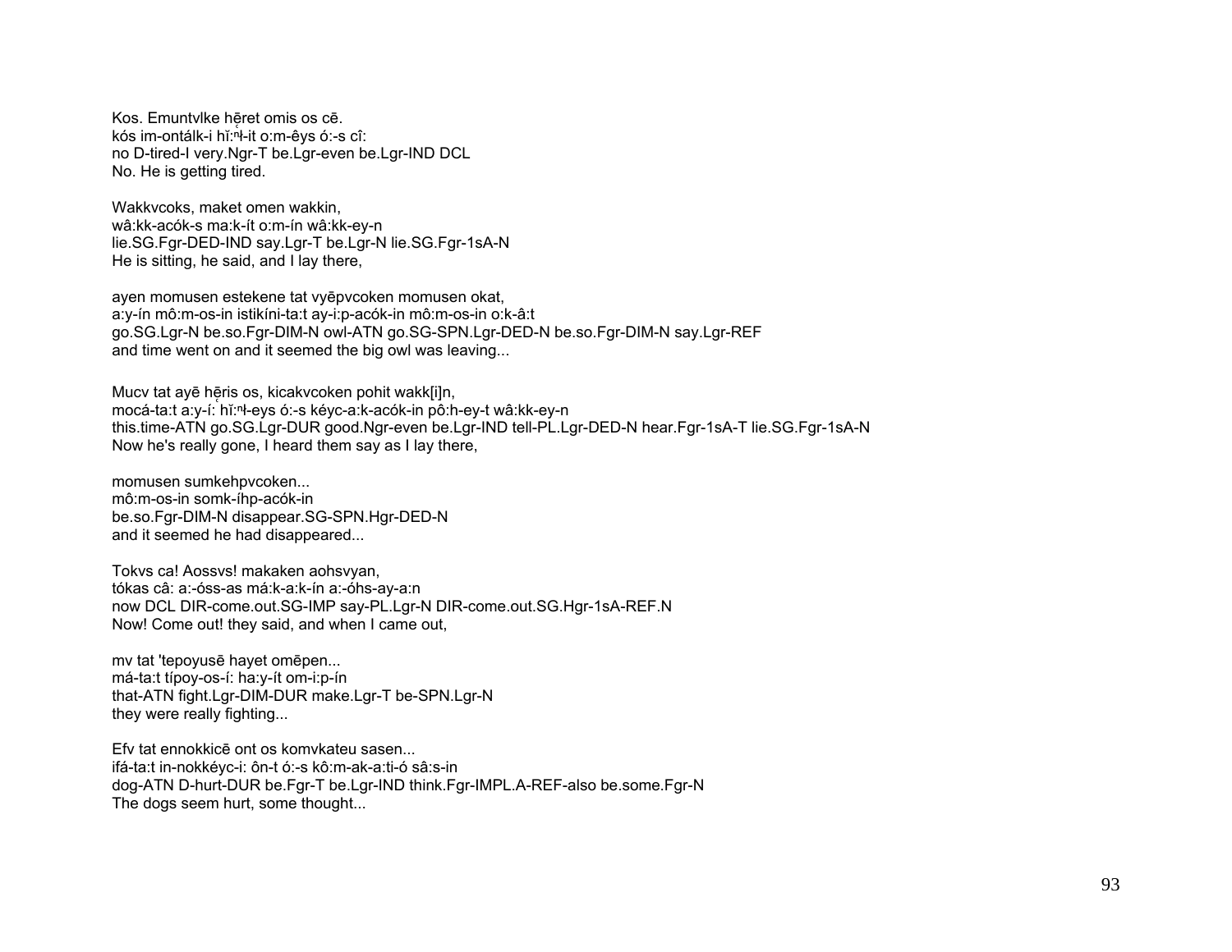Kos. Emuntvlke hẹ̄ret omis os cē.
kós im-ontálk-i hĭ:ⁿɬ-it o:m-êys ó:-s cî:
no D-tired-I very.Ngr-T be.Lgr-even be.Lgr-IND DCL
No. He is getting tired.

Wakkvcoks, maket omen wakkin,
wâ:kk-acók-s ma:k-ít o:m-ín wâ:kk-ey-n
lie.SG.Fgr-DED-IND say.Lgr-T be.Lgr-N lie.SG.Fgr-1sA-N
He is sitting, he said, and I lay there,

ayen momusen estekene tat vyēpvcoken momusen okat,
a:y-ín mô:m-os-in istikíni-ta:t ay-i:p-acók-in mô:m-os-in o:k-â:t
go.SG.Lgr-N be.so.Fgr-DIM-N owl-ATN go.SG-SPN.Lgr-DED-N be.so.Fgr-DIM-N say.Lgr-REF
and time went on and it seemed the big owl was leaving...

Mucv tat ayē hẹ̄ris os, kicakvcoken pohit wakk[i]n,
mocá-ta:t a:y-í: hĭ:ⁿɬ-eys ó:-s kéyc-a:k-acók-in pô:h-ey-t wâ:kk-ey-n
this.time-ATN go.SG.Lgr-DUR good.Ngr-even be.Lgr-IND tell-PL.Lgr-DED-N hear.Fgr-1sA-T lie.SG.Fgr-1sA-N
Now he's really gone, I heard them say as I lay there,

momusen sumkehpvcoken...
mô:m-os-in somk-íhp-acók-in
be.so.Fgr-DIM-N disappear.SG-SPN.Hgr-DED-N
and it seemed he had disappeared...

Tokvs ca! Aossvs! makaken aohsvyan,
tókas câ: a:-óss-as má:k-a:k-ín a:-óhs-ay-a:n
now DCL DIR-come.out.SG-IMP say-PL.Lgr-N DIR-come.out.SG.Hgr-1sA-REF.N
Now! Come out! they said, and when I came out,

mv tat 'tepoyusē hayet omēpen...
má-ta:t típoy-os-í: ha:y-ít om-i:p-ín
that-ATN fight.Lgr-DIM-DUR make.Lgr-T be-SPN.Lgr-N
they were really fighting...

Efv tat ennokkicē ont os komvkateu sasen...
ifá-ta:t in-nokkéyc-i: ôn-t ó:-s kô:m-ak-a:ti-ó sâ:s-in
dog-ATN D-hurt-DUR be.Fgr-T be.Lgr-IND think.Fgr-IMPL.A-REF-also be.some.Fgr-N
The dogs seem hurt, some thought...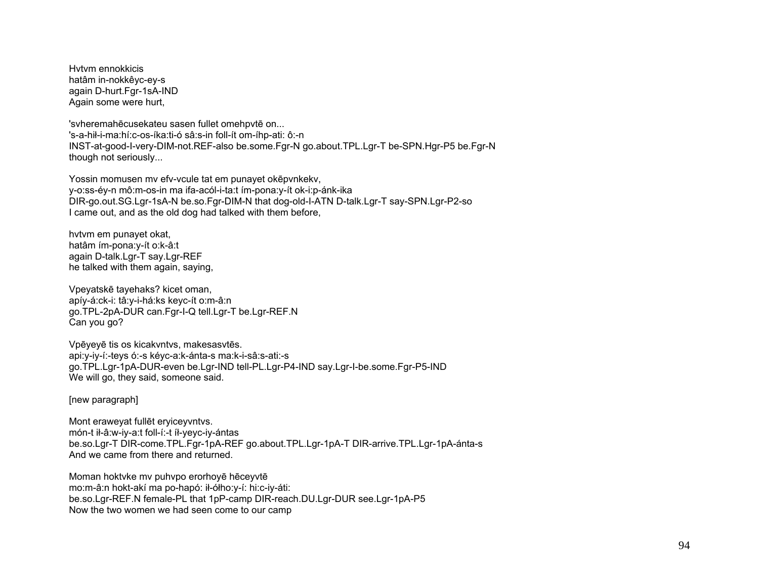Hvtvm ennokkicis
hatâm in-nokkêyc-ey-s
again D-hurt.Fgr-1sA-IND
Again some were hurt,

'svheremahēcusekateu sasen fullet omehpvtē on...
's-a-hił-i-ma:hí:c-os-íka:ti-ó sâ:s-in foll-ít om-íhp-ati: ô:-n
INST-at-good-I-very-DIM-not.REF-also be.some.Fgr-N go.about.TPL.Lgr-T be-SPN.Hgr-P5 be.Fgr-N
though not seriously...

Yossin momusen mv efv-vcule tat em punayet okēpvnkekv,
y-o:ss-éy-n mô:m-os-in ma ifa-acól-i-ta:t ím-pona:y-ít ok-i:p-ánk-ika
DIR-go.out.SG.Lgr-1sA-N be.so.Fgr-DIM-N that dog-old-I-ATN D-talk.Lgr-T say-SPN.Lgr-P2-so
I came out, and as the old dog had talked with them before,

hvtvm em punayet okat,
hatâm ím-pona:y-ít o:k-â:t
again D-talk.Lgr-T say.Lgr-REF
he talked with them again, saying,

Vpeyatskē tayehaks? kicet oman,
apíy-á:ck-i: tâ:y-i-há:ks keyc-ít o:m-â:n
go.TPL-2pA-DUR can.Fgr-I-Q tell.Lgr-T be.Lgr-REF.N
Can you go?

Vpēyeyē tis os kicakvntvs, makesasvtēs.
api:y-iy-í:-teys ó:-s kéyc-a:k-ánta-s ma:k-i-sâ:s-ati:-s
go.TPL.Lgr-1pA-DUR-even be.Lgr-IND tell-PL.Lgr-P4-IND say.Lgr-I-be.some.Fgr-P5-IND
We will go, they said, someone said.

[new paragraph]

Mont eraweyat fullēt eryiceyvntvs.
món-t ił-â:w-iy-a:t foll-í:-t íł-yeyc-iy-ántas
be.so.Lgr-T DIR-come.TPL.Fgr-1pA-REF go.about.TPL.Lgr-1pA-T DIR-arrive.TPL.Lgr-1pA-ánta-s
And we came from there and returned.

Moman hoktvke mv puhvpo erorhoyē hēceyvtē
mo:m-â:n hokt-akí ma po-hapó: ił-ółho:y-í: hi:c-iy-áti:
be.so.Lgr-REF.N female-PL that 1pP-camp DIR-reach.DU.Lgr-DUR see.Lgr-1pA-P5
Now the two women we had seen come to our camp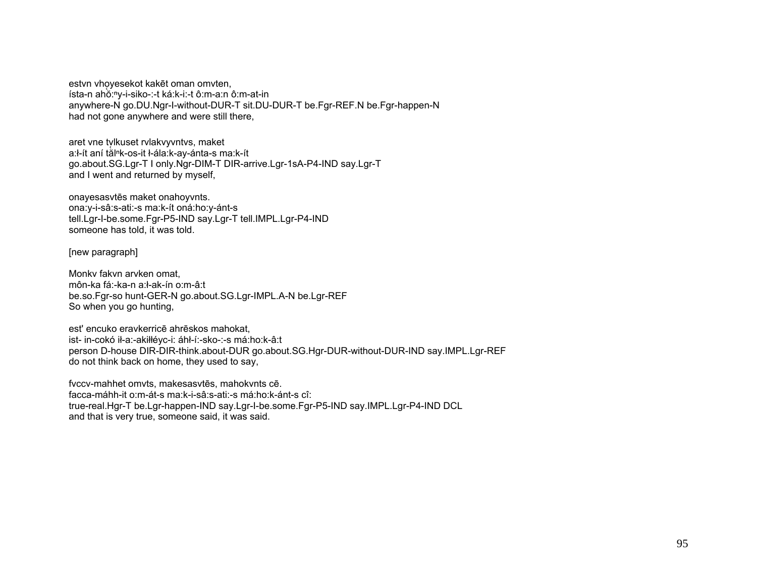estvn vhoyesekot kakēt oman omvten,
ísta-n ahŏ:$^{n}$y-i-siko-:-t ká:k-i:-t ô:m-a:n ô:m-at-in
anywhere-N go.DU.Ngr-I-without-DUR-T sit.DU-DUR-T be.Fgr-REF.N be.Fgr-happen-N
had not gone anywhere and were still there,

aret vne tv̥lkuset rvlakvyvntvs, maket
a:ł-ít aní tăl̥$^{n}$k-os-it ł-ála:k-ay-ánta-s ma:k-ít
go.about.SG.Lgr-T I only.Ngr-DIM-T DIR-arrive.Lgr-1sA-P4-IND say.Lgr-T
and I went and returned by myself,

onayesasvtēs maket onahoyvnts.
ona:y-i-sâ:s-ati:-s ma:k-ít oná:ho:y-ánt-s
tell.Lgr-I-be.some.Fgr-P5-IND say.Lgr-T tell.IMPL.Lgr-P4-IND
someone has told, it was told.

[new paragraph]

Monkv fakvn arvken omat,
môn-ka fá:-ka-n a:ł-ak-ín o:m-â:t
be.so.Fgr-so hunt-GER-N go.about.SG.Lgr-IMPL.A-N be.Lgr-REF
So when you go hunting,

est' encuko eravkerricē ahrēskos mahokat,
ist- in-cokó ił-a:-akiłłéyc-i: áhł-í:-sko-:-s má:ho:k-â:t
person D-house DIR-DIR-think.about-DUR go.about.SG.Hgr-DUR-without-DUR-IND say.IMPL.Lgr-REF
do not think back on home, they used to say,

fvccv-mahhet omvts, makesasvtēs, mahokvnts cē.
facca-máhh-it o:m-át-s ma:k-i-sâ:s-ati:-s má:ho:k-ánt-s cî:
true-real.Hgr-T be.Lgr-happen-IND say.Lgr-I-be.some.Fgr-P5-IND say.IMPL.Lgr-P4-IND DCL
and that is very true, someone said, it was said.